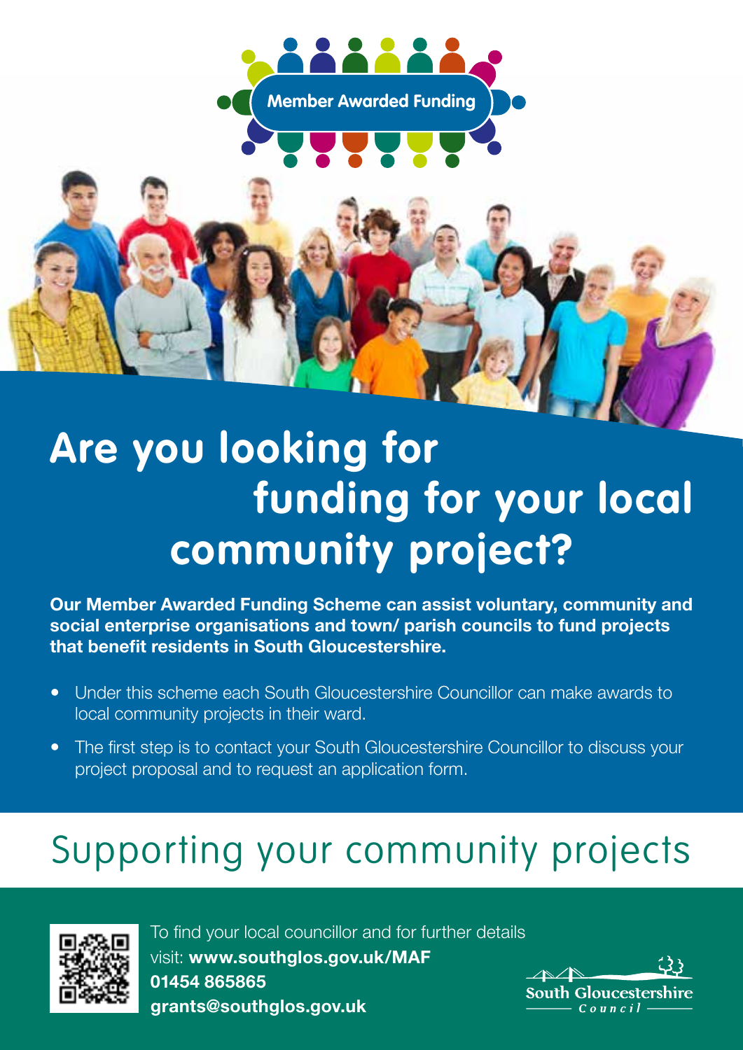Member Awarded Funding

# Are you looking for funding for your local community project?

**Our Member Awarded Funding Scheme can assist voluntary, community and social enterprise organisations and town/ parish councils to fund projects that benefit residents in South Gloucestershire.**

- Under this scheme each South Gloucestershire Councillor can make awards to local community projects in their ward.
- The first step is to contact your South Gloucestershire Councillor to discuss your project proposal and to request an application form.

## Supporting your community projects

To find your local councillor and for further details visit: **www.southglos.gov.uk/MAF**
**01454 865865**
**grants@southglos.gov.uk**

South Gloucestershire Council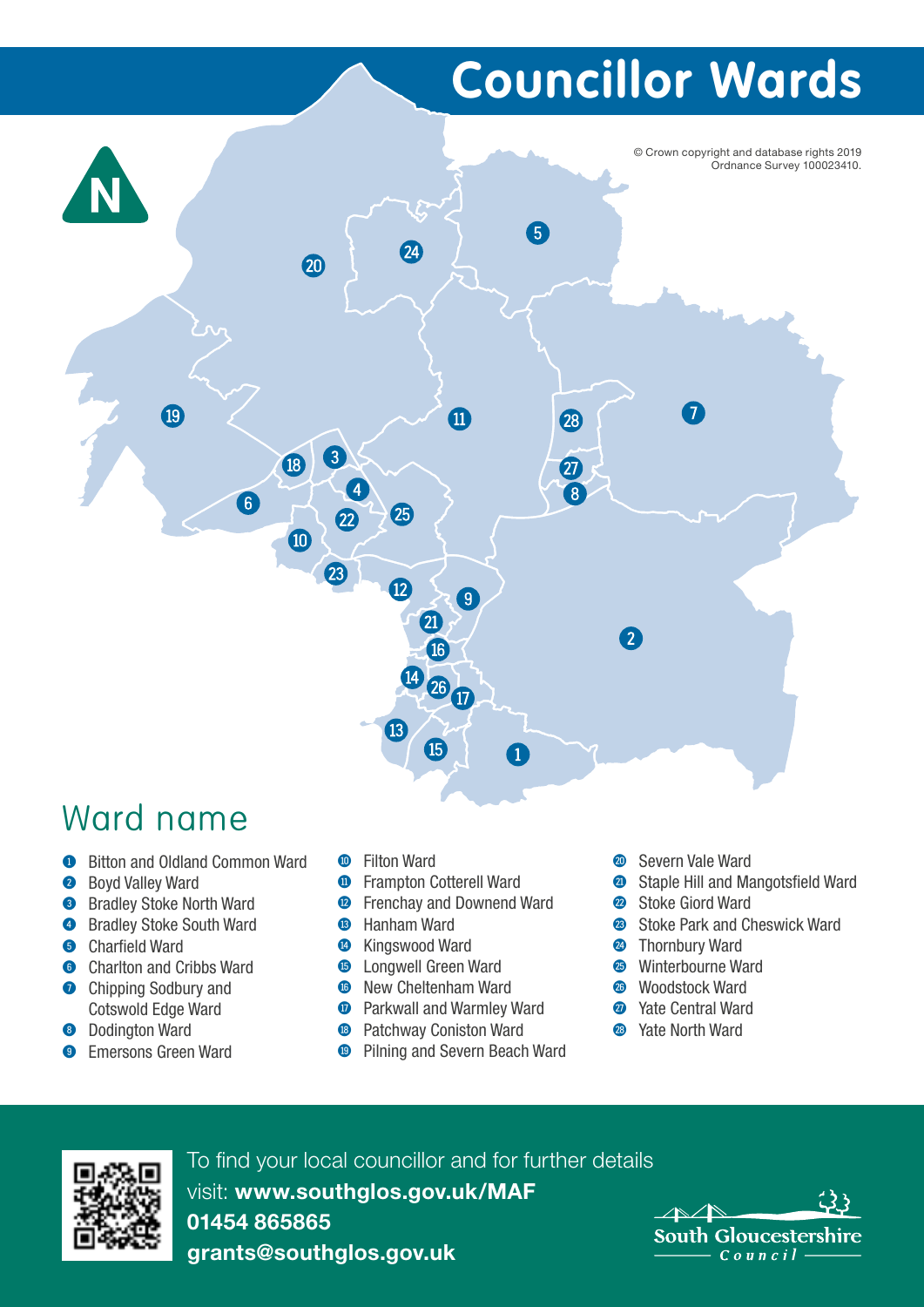# Councillor Wards

© Crown copyright and database rights 2019
Ordnance Survey 100023410.

## Ward name

1. Bitton and Oldland Common Ward
2. Boyd Valley Ward
3. Bradley Stoke North Ward
4. Bradley Stoke South Ward
5. Charfield Ward
6. Charlton and Cribbs Ward
7. Chipping Sodbury and Cotswold Edge Ward
8. Dodington Ward
9. Emersons Green Ward
10. Filton Ward
11. Frampton Cotterell Ward
12. Frenchay and Downend Ward
13. Hanham Ward
14. Kingswood Ward
15. Longwell Green Ward
16. New Cheltenham Ward
17. Parkwall and Warmley Ward
18. Patchway Coniston Ward
19. Pilning and Severn Beach Ward
20. Severn Vale Ward
21. Staple Hill and Mangotsfield Ward
22. Stoke Giord Ward
23. Stoke Park and Cheswick Ward
24. Thornbury Ward
25. Winterbourne Ward
26. Woodstock Ward
27. Yate Central Ward
28. Yate North Ward

To find your local councillor and for further details visit: **www.southglos.gov.uk/MAF**
**01454 865865**
**grants@southglos.gov.uk**

South Gloucestershire Council